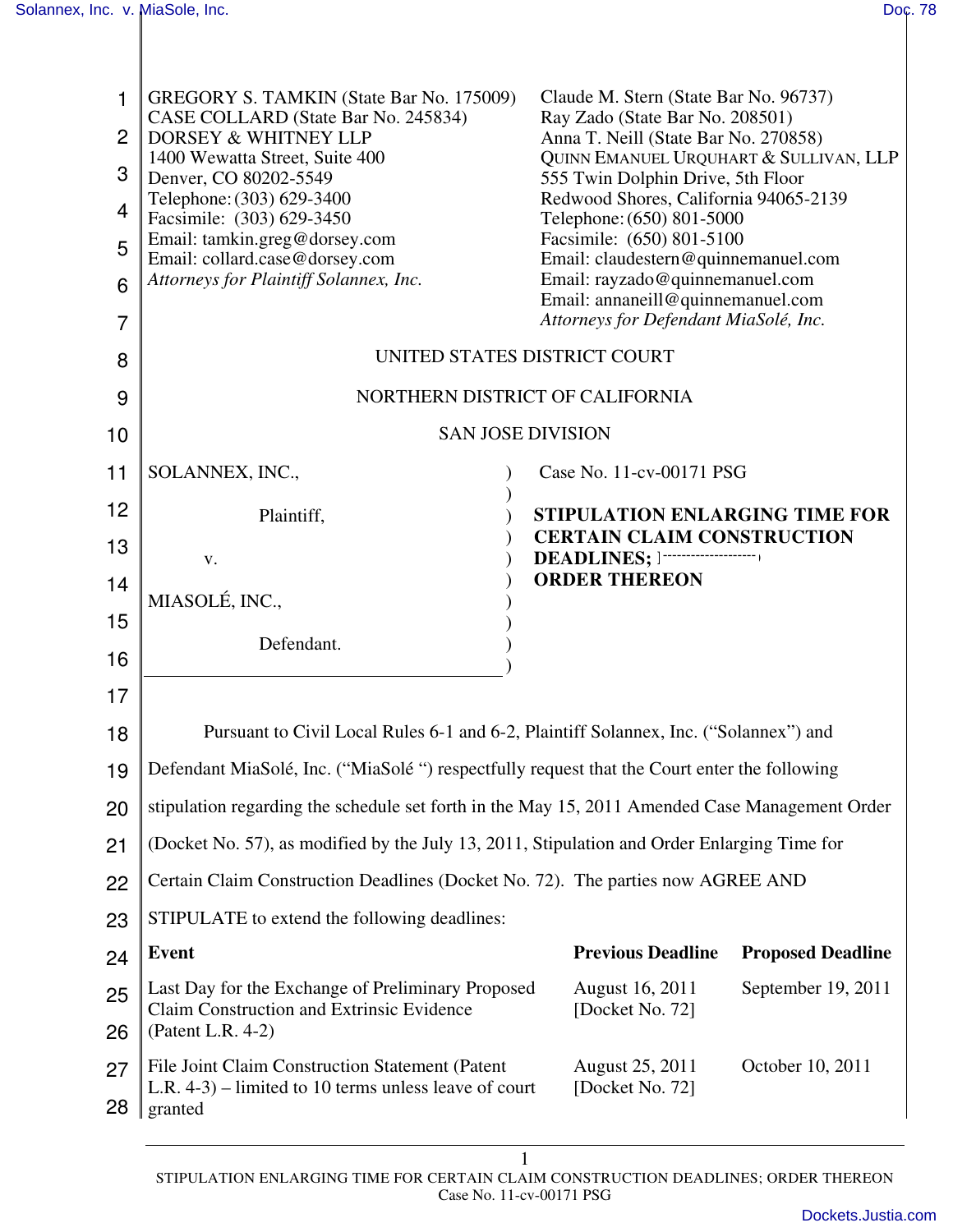GREGORY S. TAMKIN (State Bar No. 175009)
CASE COLLARD (State Bar No. 245834)
DORSEY & WHITNEY LLP
1400 Wewatta Street, Suite 400
Denver, CO 80202-5549
Telephone: (303) 629-3400
Facsimile: (303) 629-3450
Email: tamkin.greg@dorsey.com
Email: collard.case@dorsey.com
*Attorneys for Plaintiff Solannex, Inc.*

Claude M. Stern (State Bar No. 96737)
Ray Zado (State Bar No. 208501)
Anna T. Neill (State Bar No. 270858)
QUINN EMANUEL URQUHART & SULLIVAN, LLP
555 Twin Dolphin Drive, 5th Floor
Redwood Shores, California 94065-2139
Telephone: (650) 801-5000
Facsimile: (650) 801-5100
Email: claudestern@quinnemanuel.com
Email: rayzado@quinnemanuel.com
Email: annaneill@quinnemanuel.com
*Attorneys for Defendant MiaSolé, Inc.*

UNITED STATES DISTRICT COURT

NORTHERN DISTRICT OF CALIFORNIA

SAN JOSE DIVISION

SOLANNEX, INC.,

Plaintiff,

v.

MIASOLÉ, INC.,

Defendant.

Case No. 11-cv-00171 PSG

**STIPULATION ENLARGING TIME FOR CERTAIN CLAIM CONSTRUCTION DEADLINES; ORDER THEREON**

Pursuant to Civil Local Rules 6-1 and 6-2, Plaintiff Solannex, Inc. ("Solannex") and Defendant MiaSolé, Inc. ("MiaSolé ") respectfully request that the Court enter the following stipulation regarding the schedule set forth in the May 15, 2011 Amended Case Management Order (Docket No. 57), as modified by the July 13, 2011, Stipulation and Order Enlarging Time for Certain Claim Construction Deadlines (Docket No. 72). The parties now AGREE AND STIPULATE to extend the following deadlines:

| Event | Previous Deadline | Proposed Deadline |
|---|---|---|
| Last Day for the Exchange of Preliminary Proposed Claim Construction and Extrinsic Evidence (Patent L.R. 4-2) | August 16, 2011 [Docket No. 72] | September 19, 2011 |
| File Joint Claim Construction Statement (Patent L.R. 4-3) – limited to 10 terms unless leave of court granted | August 25, 2011 [Docket No. 72] | October 10, 2011 |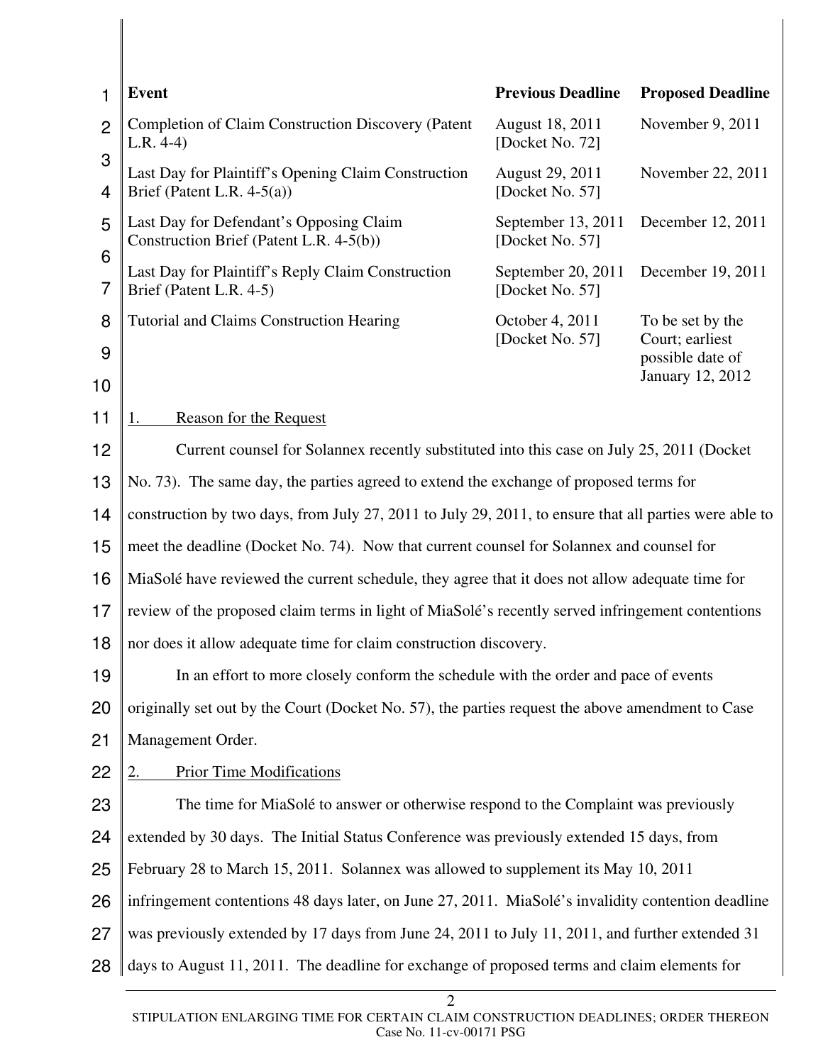| Event | Previous Deadline | Proposed Deadline |
| --- | --- | --- |
| Completion of Claim Construction Discovery (Patent L.R. 4-4) | August 18, 2011 [Docket No. 72] | November 9, 2011 |
| Last Day for Plaintiff's Opening Claim Construction Brief (Patent L.R. 4-5(a)) | August 29, 2011 [Docket No. 57] | November 22, 2011 |
| Last Day for Defendant's Opposing Claim Construction Brief (Patent L.R. 4-5(b)) | September 13, 2011 [Docket No. 57] | December 12, 2011 |
| Last Day for Plaintiff's Reply Claim Construction Brief (Patent L.R. 4-5) | September 20, 2011 [Docket No. 57] | December 19, 2011 |
| Tutorial and Claims Construction Hearing | October 4, 2011 [Docket No. 57] | To be set by the Court; earliest possible date of January 12, 2012 |

1. Reason for the Request

Current counsel for Solannex recently substituted into this case on July 25, 2011 (Docket No. 73). The same day, the parties agreed to extend the exchange of proposed terms for construction by two days, from July 27, 2011 to July 29, 2011, to ensure that all parties were able to meet the deadline (Docket No. 74). Now that current counsel for Solannex and counsel for MiaSolé have reviewed the current schedule, they agree that it does not allow adequate time for review of the proposed claim terms in light of MiaSolé's recently served infringement contentions nor does it allow adequate time for claim construction discovery.

In an effort to more closely conform the schedule with the order and pace of events originally set out by the Court (Docket No. 57), the parties request the above amendment to Case Management Order.

2. Prior Time Modifications

The time for MiaSolé to answer or otherwise respond to the Complaint was previously extended by 30 days. The Initial Status Conference was previously extended 15 days, from February 28 to March 15, 2011. Solannex was allowed to supplement its May 10, 2011 infringement contentions 48 days later, on June 27, 2011. MiaSolé's invalidity contention deadline was previously extended by 17 days from June 24, 2011 to July 11, 2011, and further extended 31 days to August 11, 2011. The deadline for exchange of proposed terms and claim elements for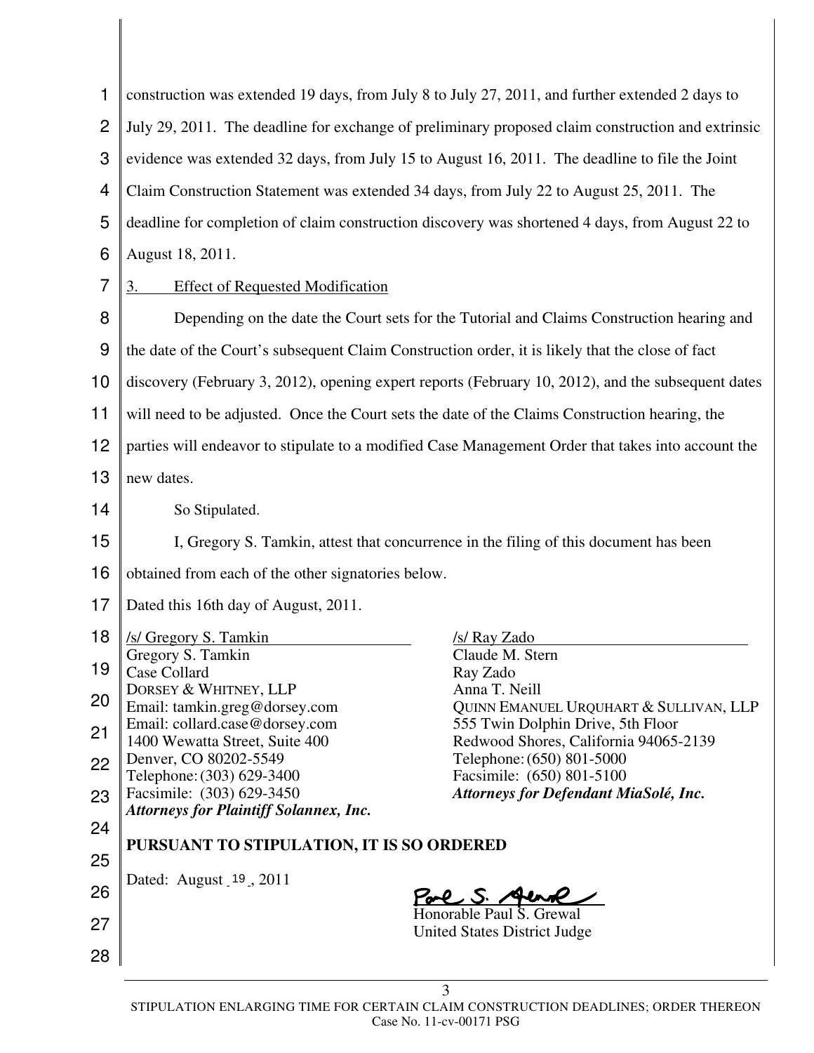construction was extended 19 days, from July 8 to July 27, 2011, and further extended 2 days to July 29, 2011. The deadline for exchange of preliminary proposed claim construction and extrinsic evidence was extended 32 days, from July 15 to August 16, 2011. The deadline to file the Joint Claim Construction Statement was extended 34 days, from July 22 to August 25, 2011. The deadline for completion of claim construction discovery was shortened 4 days, from August 22 to August 18, 2011.

3. Effect of Requested Modification

Depending on the date the Court sets for the Tutorial and Claims Construction hearing and the date of the Court's subsequent Claim Construction order, it is likely that the close of fact discovery (February 3, 2012), opening expert reports (February 10, 2012), and the subsequent dates will need to be adjusted. Once the Court sets the date of the Claims Construction hearing, the parties will endeavor to stipulate to a modified Case Management Order that takes into account the new dates.

So Stipulated.

I, Gregory S. Tamkin, attest that concurrence in the filing of this document has been obtained from each of the other signatories below.

Dated this 16th day of August, 2011.

/s/ Gregory S. Tamkin
Gregory S. Tamkin
Case Collard
DORSEY & WHITNEY, LLP
Email: tamkin.greg@dorsey.com
Email: collard.case@dorsey.com
1400 Wewatta Street, Suite 400
Denver, CO 80202-5549
Telephone: (303) 629-3400
Facsimile: (303) 629-3450
***Attorneys for Plaintiff Solannex, Inc.***

/s/ Ray Zado
Claude M. Stern
Ray Zado
Anna T. Neill
QUINN EMANUEL URQUHART & SULLIVAN, LLP
555 Twin Dolphin Drive, 5th Floor
Redwood Shores, California 94065-2139
Telephone: (650) 801-5000
Facsimile: (650) 801-5100
***Attorneys for Defendant MiaSolé, Inc.***

**PURSUANT TO STIPULATION, IT IS SO ORDERED**

Dated: August 19, 2011

Honorable Paul S. Grewal
United States District Judge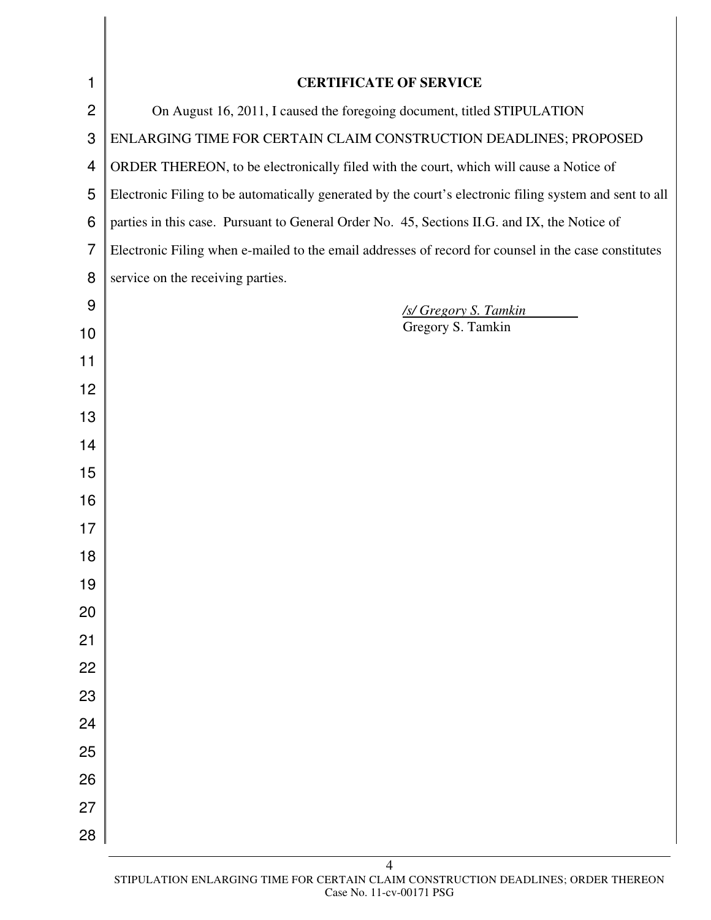**CERTIFICATE OF SERVICE**

On August 16, 2011, I caused the foregoing document, titled STIPULATION ENLARGING TIME FOR CERTAIN CLAIM CONSTRUCTION DEADLINES; PROPOSED ORDER THEREON, to be electronically filed with the court, which will cause a Notice of Electronic Filing to be automatically generated by the court's electronic filing system and sent to all parties in this case. Pursuant to General Order No. 45, Sections II.G. and IX, the Notice of Electronic Filing when e-mailed to the email addresses of record for counsel in the case constitutes service on the receiving parties.

*/s/ Gregory S. Tamkin*
Gregory S. Tamkin